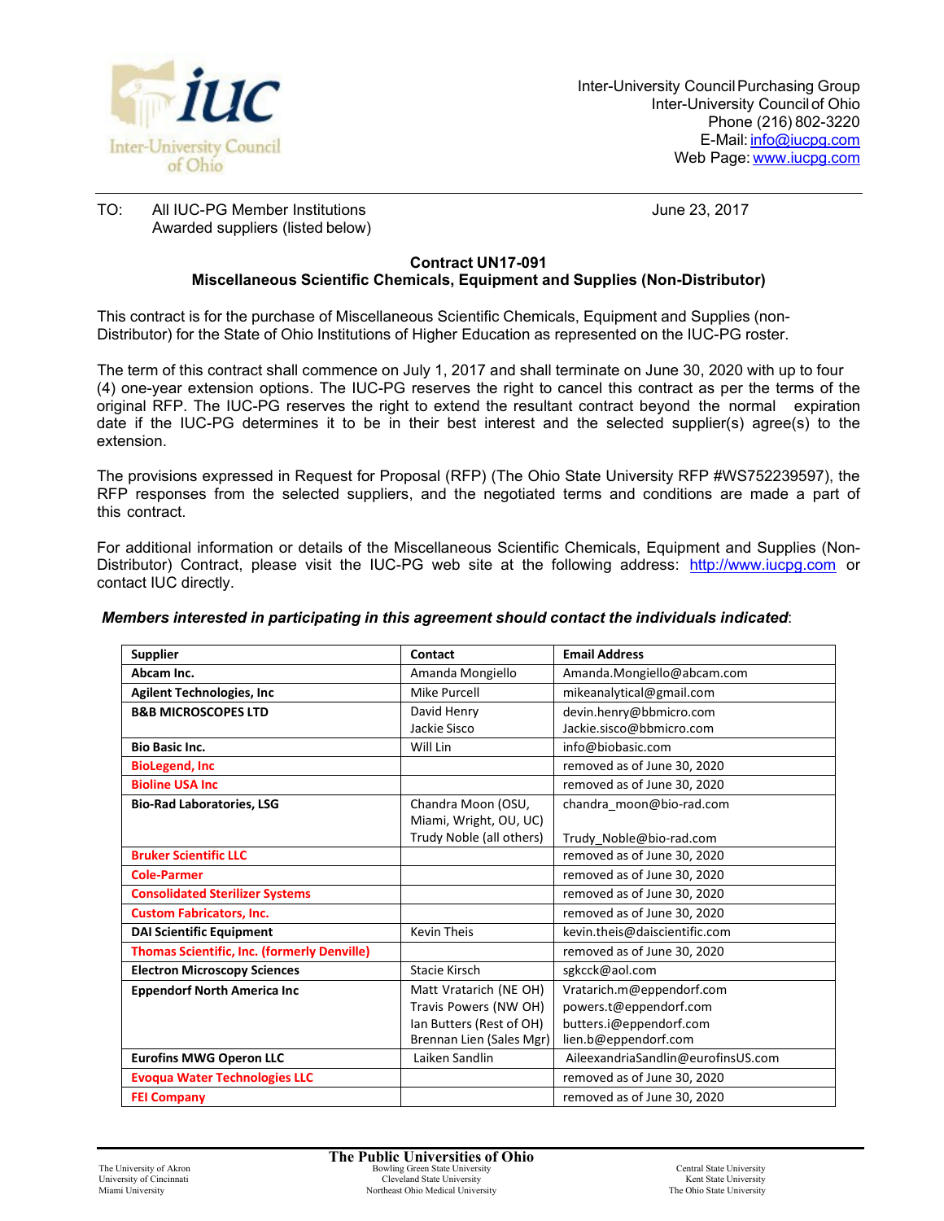Inter-University Council Purchasing Group
Inter-University Council of Ohio
Phone (216) 802-3220
E-Mail: info@iucpg.com
Web Page: www.iucpg.com

TO: All IUC-PG Member Institutions
Awarded suppliers (listed below)

June 23, 2017

**Contract UN17-091**
**Miscellaneous Scientific Chemicals, Equipment and Supplies (Non-Distributor)**

This contract is for the purchase of Miscellaneous Scientific Chemicals, Equipment and Supplies (non-Distributor) for the State of Ohio Institutions of Higher Education as represented on the IUC-PG roster.

The term of this contract shall commence on July 1, 2017 and shall terminate on June 30, 2020 with up to four (4) one-year extension options. The IUC-PG reserves the right to cancel this contract as per the terms of the original RFP. The IUC-PG reserves the right to extend the resultant contract beyond the normal expiration date if the IUC-PG determines it to be in their best interest and the selected supplier(s) agree(s) to the extension.

The provisions expressed in Request for Proposal (RFP) (The Ohio State University RFP #WS752239597), the RFP responses from the selected suppliers, and the negotiated terms and conditions are made a part of this contract.

For additional information or details of the Miscellaneous Scientific Chemicals, Equipment and Supplies (Non-Distributor) Contract, please visit the IUC-PG web site at the following address: http://www.iucpg.com or contact IUC directly.

***Members interested in participating in this agreement should contact the individuals indicated*:**

| Supplier | Contact | Email Address |
|---|---|---|
| **Abcam Inc.** | Amanda Mongiello | Amanda.Mongiello@abcam.com |
| **Agilent Technologies, Inc** | Mike Purcell | mikeanalytical@gmail.com |
| **B&B MICROSCOPES LTD** | David Henry<br>Jackie Sisco | devin.henry@bbmicro.com<br>Jackie.sisco@bbmicro.com |
| **Bio Basic Inc.** | Will Lin | info@biobasic.com |
| **BioLegend, Inc** | | removed as of June 30, 2020 |
| **Bioline USA Inc** | | removed as of June 30, 2020 |
| **Bio-Rad Laboratories, LSG** | Chandra Moon (OSU, Miami, Wright, OU, UC)<br>Trudy Noble (all others) | chandra_moon@bio-rad.com<br>Trudy_Noble@bio-rad.com |
| **Bruker Scientific LLC** | | removed as of June 30, 2020 |
| **Cole-Parmer** | | removed as of June 30, 2020 |
| **Consolidated Sterilizer Systems** | | removed as of June 30, 2020 |
| **Custom Fabricators, Inc.** | | removed as of June 30, 2020 |
| **DAI Scientific Equipment** | Kevin Theis | kevin.theis@daiscientific.com |
| **Thomas Scientific, Inc. (formerly Denville)** | | removed as of June 30, 2020 |
| **Electron Microscopy Sciences** | Stacie Kirsch | sgkcck@aol.com |
| **Eppendorf North America Inc** | Matt Vratarich (NE OH)<br>Travis Powers (NW OH)<br>Ian Butters (Rest of OH)<br>Brennan Lien (Sales Mgr) | Vratarich.m@eppendorf.com<br>powers.t@eppendorf.com<br>butters.i@eppendorf.com<br>lien.b@eppendorf.com |
| **Eurofins MWG Operon LLC** | Laiken Sandlin | AileexandriaSandlin@eurofinsUS.com |
| **Evoqua Water Technologies LLC** | | removed as of June 30, 2020 |
| **FEI Company** | | removed as of June 30, 2020 |

**The Public Universities of Ohio**

The University of Akron
University of Cincinnati
Miami University

Bowling Green State University
Cleveland State University
Northeast Ohio Medical University

Central State University
Kent State University
The Ohio State University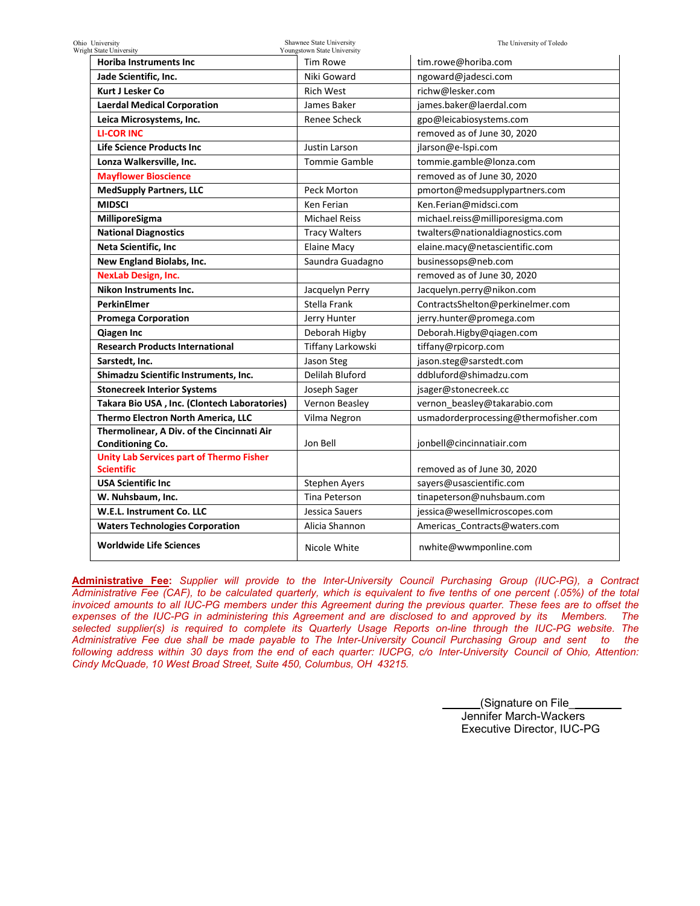| | | |
|---|---|---|
| **Horiba Instruments Inc** | Tim Rowe | tim.rowe@horiba.com |
| **Jade Scientific, Inc.** | Niki Goward | ngoward@jadesci.com |
| **Kurt J Lesker Co** | Rich West | richw@lesker.com |
| **Laerdal Medical Corporation** | James Baker | james.baker@laerdal.com |
| **Leica Microsystems, Inc.** | Renee Scheck | gpo@leicabiosystems.com |
| **LI-COR INC** | | removed as of June 30, 2020 |
| **Life Science Products Inc** | Justin Larson | jlarson@e-lspi.com |
| **Lonza Walkersville, Inc.** | Tommie Gamble | tommie.gamble@lonza.com |
| **Mayflower Bioscience** | | removed as of June 30, 2020 |
| **MedSupply Partners, LLC** | Peck Morton | pmorton@medsupplypartners.com |
| **MIDSCI** | Ken Ferian | Ken.Ferian@midsci.com |
| **MilliporeSigma** | Michael Reiss | michael.reiss@milliporesigma.com |
| **National Diagnostics** | Tracy Walters | twalters@nationaldiagnostics.com |
| **Neta Scientific, Inc** | Elaine Macy | elaine.macy@netascientific.com |
| **New England Biolabs, Inc.** | Saundra Guadagno | businessops@neb.com |
| **NexLab Design, Inc.** | | removed as of June 30, 2020 |
| **Nikon Instruments Inc.** | Jacquelyn Perry | Jacquelyn.perry@nikon.com |
| **PerkinElmer** | Stella Frank | ContractsShelton@perkinelmer.com |
| **Promega Corporation** | Jerry Hunter | jerry.hunter@promega.com |
| **Qiagen Inc** | Deborah Higby | Deborah.Higby@qiagen.com |
| **Research Products International** | Tiffany Larkowski | tiffany@rpicorp.com |
| **Sarstedt, Inc.** | Jason Steg | jason.steg@sarstedt.com |
| **Shimadzu Scientific Instruments, Inc.** | Delilah Bluford | ddbluford@shimadzu.com |
| **Stonecreek Interior Systems** | Joseph Sager | jsager@stonecreek.cc |
| **Takara Bio USA , Inc. (Clontech Laboratories)** | Vernon Beasley | vernon_beasley@takarabio.com |
| **Thermo Electron North America, LLC** | Vilma Negron | usmadorderprocessing@thermofisher.com |
| **Thermolinear, A Div. of the Cincinnati Air Conditioning Co.** | Jon Bell | jonbell@cincinnatiair.com |
| **Unity Lab Services part of Thermo Fisher Scientific** | | removed as of June 30, 2020 |
| **USA Scientific Inc** | Stephen Ayers | sayers@usascientific.com |
| **W. Nuhsbaum, Inc.** | Tina Peterson | tinapeterson@nuhsbaum.com |
| **W.E.L. Instrument Co. LLC** | Jessica Sauers | jessica@wesellmicroscopes.com |
| **Waters Technologies Corporation** | Alicia Shannon | Americas_Contracts@waters.com |
| **Worldwide Life Sciences** | Nicole White | nwhite@wwmponline.com |

**Administrative Fee:** *Supplier will provide to the Inter-University Council Purchasing Group (IUC-PG), a Contract Administrative Fee (CAF), to be calculated quarterly, which is equivalent to five tenths of one percent (.05%) of the total invoiced amounts to all IUC-PG members under this Agreement during the previous quarter. These fees are to offset the expenses of the IUC-PG in administering this Agreement and are disclosed to and approved by its Members. The selected supplier(s) is required to complete its Quarterly Usage Reports on-line through the IUC-PG website. The Administrative Fee due shall be made payable to The Inter-University Council Purchasing Group and sent to the following address within 30 days from the end of each quarter: IUCPG, c/o Inter-University Council of Ohio, Attention: Cindy McQuade, 10 West Broad Street, Suite 450, Columbus, OH 43215.*

______(Signature on File________
Jennifer March-Wackers
Executive Director, IUC-PG